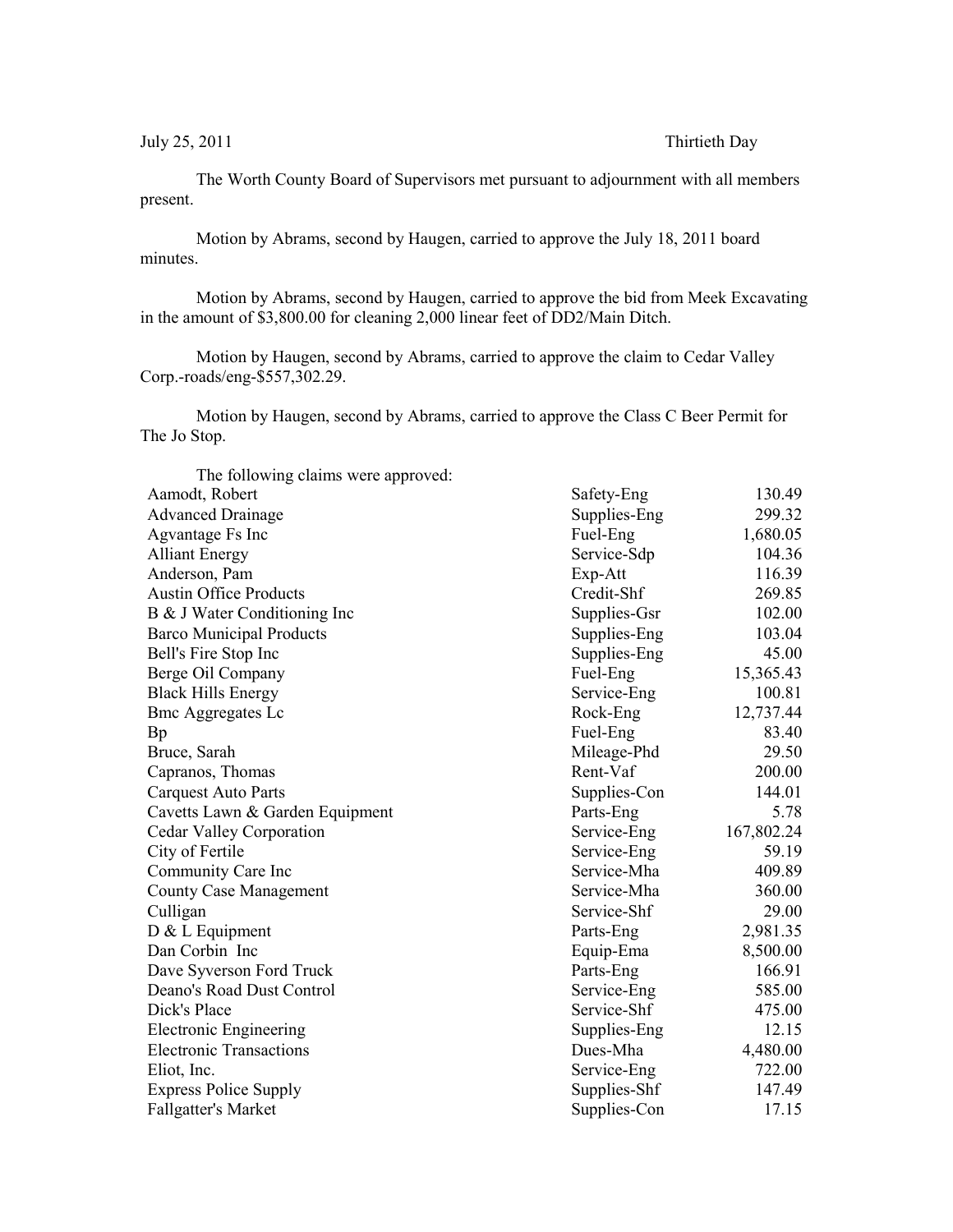July 25, 2011 Thirtieth Day

The Worth County Board of Supervisors met pursuant to adjournment with all members present.

Motion by Abrams, second by Haugen, carried to approve the July 18, 2011 board minutes.

Motion by Abrams, second by Haugen, carried to approve the bid from Meek Excavating in the amount of $3,800.00 for cleaning 2,000 linear feet of DD2/Main Ditch.

Motion by Haugen, second by Abrams, carried to approve the claim to Cedar Valley Corp.-roads/eng-$557,302.29.

Motion by Haugen, second by Abrams, carried to approve the Class C Beer Permit for The Jo Stop.

The following claims were approved:

| | | |
|---|---|---|
| Aamodt, Robert | Safety-Eng | 130.49 |
| Advanced Drainage | Supplies-Eng | 299.32 |
| Agvantage Fs Inc | Fuel-Eng | 1,680.05 |
| Alliant Energy | Service-Sdp | 104.36 |
| Anderson, Pam | Exp-Att | 116.39 |
| Austin Office Products | Credit-Shf | 269.85 |
| B & J Water Conditioning Inc | Supplies-Gsr | 102.00 |
| Barco Municipal Products | Supplies-Eng | 103.04 |
| Bell's Fire Stop Inc | Supplies-Eng | 45.00 |
| Berge Oil Company | Fuel-Eng | 15,365.43 |
| Black Hills Energy | Service-Eng | 100.81 |
| Bmc Aggregates Lc | Rock-Eng | 12,737.44 |
| Bp | Fuel-Eng | 83.40 |
| Bruce, Sarah | Mileage-Phd | 29.50 |
| Capranos, Thomas | Rent-Vaf | 200.00 |
| Carquest Auto Parts | Supplies-Con | 144.01 |
| Cavetts Lawn & Garden Equipment | Parts-Eng | 5.78 |
| Cedar Valley Corporation | Service-Eng | 167,802.24 |
| City of Fertile | Service-Eng | 59.19 |
| Community Care Inc | Service-Mha | 409.89 |
| County Case Management | Service-Mha | 360.00 |
| Culligan | Service-Shf | 29.00 |
| D & L Equipment | Parts-Eng | 2,981.35 |
| Dan Corbin Inc | Equip-Ema | 8,500.00 |
| Dave Syverson Ford Truck | Parts-Eng | 166.91 |
| Deano's Road Dust Control | Service-Eng | 585.00 |
| Dick's Place | Service-Shf | 475.00 |
| Electronic Engineering | Supplies-Eng | 12.15 |
| Electronic Transactions | Dues-Mha | 4,480.00 |
| Eliot, Inc. | Service-Eng | 722.00 |
| Express Police Supply | Supplies-Shf | 147.49 |
| Fallgatter's Market | Supplies-Con | 17.15 |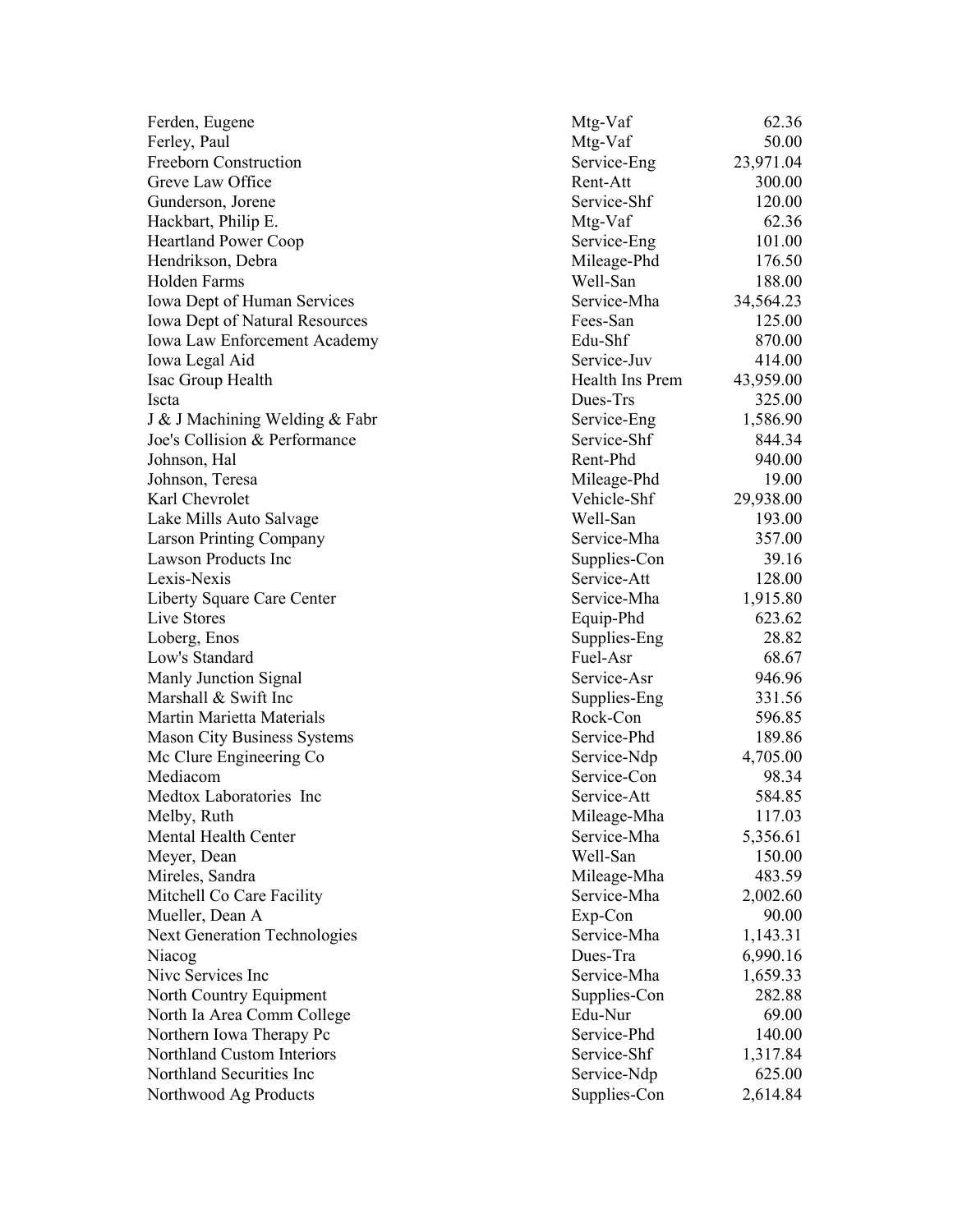| | | |
|---|---|---|
| Ferden, Eugene | Mtg-Vaf | 62.36 |
| Ferley, Paul | Mtg-Vaf | 50.00 |
| Freeborn Construction | Service-Eng | 23,971.04 |
| Greve Law Office | Rent-Att | 300.00 |
| Gunderson, Jorene | Service-Shf | 120.00 |
| Hackbart, Philip E. | Mtg-Vaf | 62.36 |
| Heartland Power Coop | Service-Eng | 101.00 |
| Hendrikson, Debra | Mileage-Phd | 176.50 |
| Holden Farms | Well-San | 188.00 |
| Iowa Dept of Human Services | Service-Mha | 34,564.23 |
| Iowa Dept of Natural Resources | Fees-San | 125.00 |
| Iowa Law Enforcement Academy | Edu-Shf | 870.00 |
| Iowa Legal Aid | Service-Juv | 414.00 |
| Isac Group Health | Health Ins Prem | 43,959.00 |
| Iscta | Dues-Trs | 325.00 |
| J & J Machining Welding & Fabr | Service-Eng | 1,586.90 |
| Joe's Collision & Performance | Service-Shf | 844.34 |
| Johnson, Hal | Rent-Phd | 940.00 |
| Johnson, Teresa | Mileage-Phd | 19.00 |
| Karl Chevrolet | Vehicle-Shf | 29,938.00 |
| Lake Mills Auto Salvage | Well-San | 193.00 |
| Larson Printing Company | Service-Mha | 357.00 |
| Lawson Products Inc | Supplies-Con | 39.16 |
| Lexis-Nexis | Service-Att | 128.00 |
| Liberty Square Care Center | Service-Mha | 1,915.80 |
| Live Stores | Equip-Phd | 623.62 |
| Loberg, Enos | Supplies-Eng | 28.82 |
| Low's Standard | Fuel-Asr | 68.67 |
| Manly Junction Signal | Service-Asr | 946.96 |
| Marshall & Swift Inc | Supplies-Eng | 331.56 |
| Martin Marietta Materials | Rock-Con | 596.85 |
| Mason City Business Systems | Service-Phd | 189.86 |
| Mc Clure Engineering Co | Service-Ndp | 4,705.00 |
| Mediacom | Service-Con | 98.34 |
| Medtox Laboratories Inc | Service-Att | 584.85 |
| Melby, Ruth | Mileage-Mha | 117.03 |
| Mental Health Center | Service-Mha | 5,356.61 |
| Meyer, Dean | Well-San | 150.00 |
| Mireles, Sandra | Mileage-Mha | 483.59 |
| Mitchell Co Care Facility | Service-Mha | 2,002.60 |
| Mueller, Dean A | Exp-Con | 90.00 |
| Next Generation Technologies | Service-Mha | 1,143.31 |
| Niacog | Dues-Tra | 6,990.16 |
| Nivc Services Inc | Service-Mha | 1,659.33 |
| North Country Equipment | Supplies-Con | 282.88 |
| North Ia Area Comm College | Edu-Nur | 69.00 |
| Northern Iowa Therapy Pc | Service-Phd | 140.00 |
| Northland Custom Interiors | Service-Shf | 1,317.84 |
| Northland Securities Inc | Service-Ndp | 625.00 |
| Northwood Ag Products | Supplies-Con | 2,614.84 |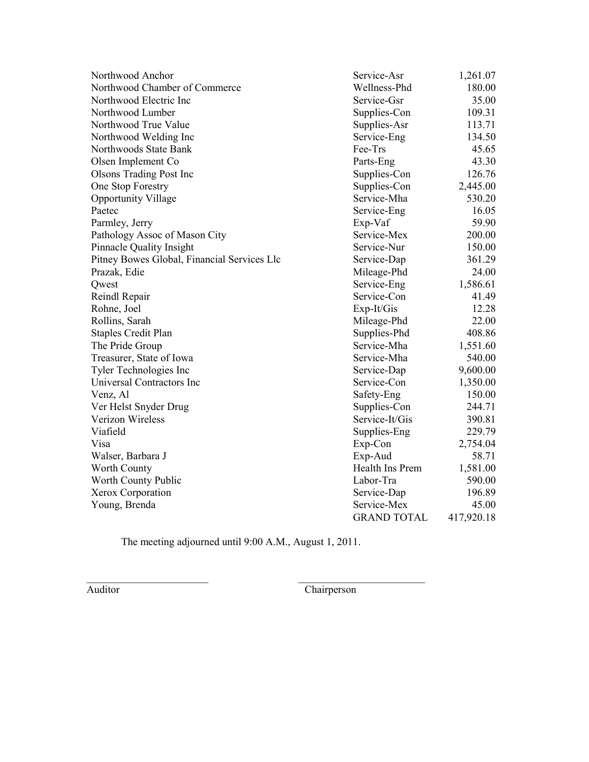| | | |
|---|---|---|
| Northwood Anchor | Service-Asr | 1,261.07 |
| Northwood Chamber of Commerce | Wellness-Phd | 180.00 |
| Northwood Electric Inc | Service-Gsr | 35.00 |
| Northwood Lumber | Supplies-Con | 109.31 |
| Northwood True Value | Supplies-Asr | 113.71 |
| Northwood Welding Inc | Service-Eng | 134.50 |
| Northwoods State Bank | Fee-Trs | 45.65 |
| Olsen Implement Co | Parts-Eng | 43.30 |
| Olsons Trading Post Inc | Supplies-Con | 126.76 |
| One Stop Forestry | Supplies-Con | 2,445.00 |
| Opportunity Village | Service-Mha | 530.20 |
| Paetec | Service-Eng | 16.05 |
| Parmley, Jerry | Exp-Vaf | 59.90 |
| Pathology Assoc of Mason City | Service-Mex | 200.00 |
| Pinnacle Quality Insight | Service-Nur | 150.00 |
| Pitney Bowes Global, Financial Services Llc | Service-Dap | 361.29 |
| Prazak, Edie | Mileage-Phd | 24.00 |
| Qwest | Service-Eng | 1,586.61 |
| Reindl Repair | Service-Con | 41.49 |
| Rohne, Joel | Exp-It/Gis | 12.28 |
| Rollins, Sarah | Mileage-Phd | 22.00 |
| Staples Credit Plan | Supplies-Phd | 408.86 |
| The Pride Group | Service-Mha | 1,551.60 |
| Treasurer, State of Iowa | Service-Mha | 540.00 |
| Tyler Technologies Inc | Service-Dap | 9,600.00 |
| Universal Contractors Inc | Service-Con | 1,350.00 |
| Venz, Al | Safety-Eng | 150.00 |
| Ver Helst Snyder Drug | Supplies-Con | 244.71 |
| Verizon Wireless | Service-It/Gis | 390.81 |
| Viafield | Supplies-Eng | 229.79 |
| Visa | Exp-Con | 2,754.04 |
| Walser, Barbara J | Exp-Aud | 58.71 |
| Worth County | Health Ins Prem | 1,581.00 |
| Worth County Public | Labor-Tra | 590.00 |
| Xerox Corporation | Service-Dap | 196.89 |
| Young, Brenda | Service-Mex | 45.00 |
| | GRAND TOTAL | 417,920.18 |

The meeting adjourned until 9:00 A.M., August 1, 2011.

\_\_\_\_\_\_\_\_\_\_\_\_\_\_\_\_\_\_\_\_\_\_\_\_ \_\_\_\_\_\_\_\_\_\_\_\_\_\_\_\_\_\_\_\_\_\_\_\_

Auditor Chairperson